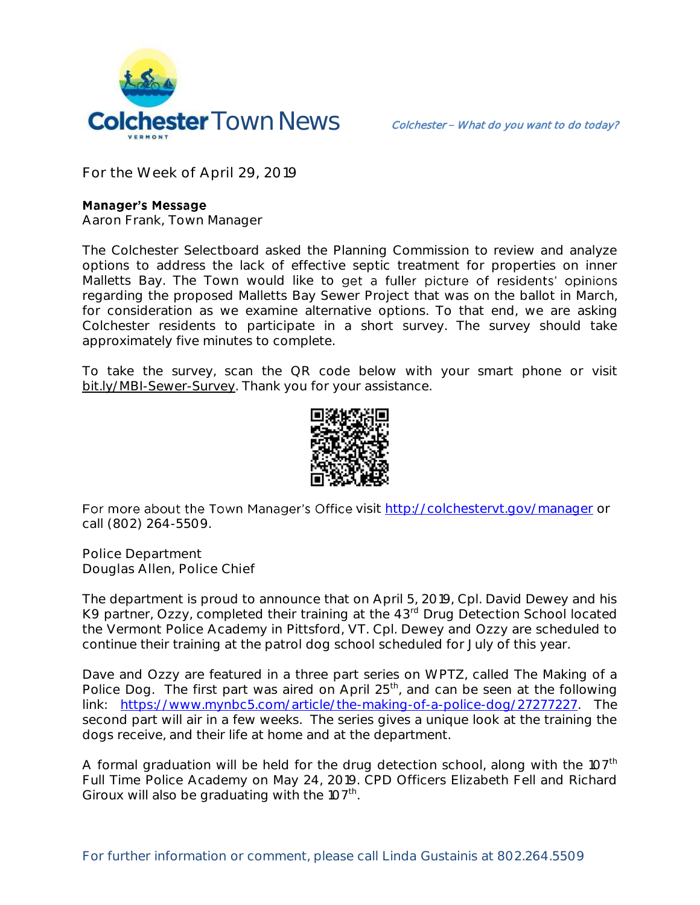# Colchester Town News

*Colchester – What do you want to do today?*

For the Week of April 29, 2019

**Manager's Message**
Aaron Frank, Town Manager

The Colchester Selectboard asked the Planning Commission to review and analyze options to address the lack of effective septic treatment for properties on inner Malletts Bay. The Town would like to get a fuller picture of residents' opinions regarding the proposed Malletts Bay Sewer Project that was on the ballot in March, for consideration as we examine alternative options. To that end, we are asking Colchester residents to participate in a short survey. The survey should take approximately five minutes to complete.

To take the survey, scan the QR code below with your smart phone or visit bit.ly/MBI-Sewer-Survey. Thank you for your assistance.

For more about the Town Manager's Office visit http://colchestervt.gov/manager or call (802) 264-5509.

Police Department
Douglas Allen, Police Chief

The department is proud to announce that on April 5, 2019, Cpl. David Dewey and his K9 partner, Ozzy, completed their training at the 43rd Drug Detection School located the Vermont Police Academy in Pittsford, VT. Cpl. Dewey and Ozzy are scheduled to continue their training at the patrol dog school scheduled for July of this year.

Dave and Ozzy are featured in a three part series on WPTZ, called The Making of a Police Dog. The first part was aired on April 25th, and can be seen at the following link: https://www.mynbc5.com/article/the-making-of-a-police-dog/27277227. The second part will air in a few weeks. The series gives a unique look at the training the dogs receive, and their life at home and at the department.

A formal graduation will be held for the drug detection school, along with the 107th Full Time Police Academy on May 24, 2019. CPD Officers Elizabeth Fell and Richard Giroux will also be graduating with the 107th.

For further information or comment, please call Linda Gustainis at 802.264.5509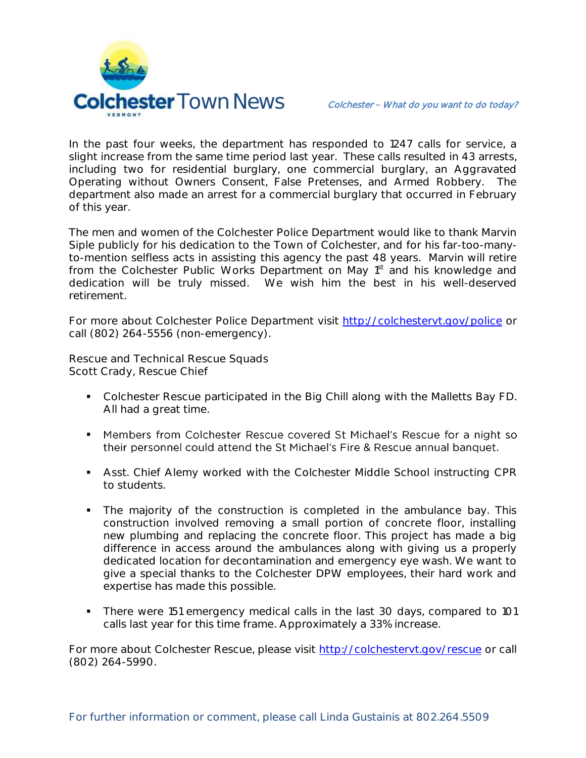In the past four weeks, the department has responded to 1247 calls for service, a slight increase from the same time period last year. These calls resulted in 43 arrests, including two for residential burglary, one commercial burglary, an Aggravated Operating without Owners Consent, False Pretenses, and Armed Robbery. The department also made an arrest for a commercial burglary that occurred in February of this year.

The men and women of the Colchester Police Department would like to thank Marvin Siple publicly for his dedication to the Town of Colchester, and for his far-too-many-to-mention selfless acts in assisting this agency the past 48 years. Marvin will retire from the Colchester Public Works Department on May 1st and his knowledge and dedication will be truly missed. We wish him the best in his well-deserved retirement.

For more about Colchester Police Department visit http://colchestervt.gov/police or call (802) 264-5556 (non-emergency).

Rescue and Technical Rescue Squads
Scott Crady, Rescue Chief

- Colchester Rescue participated in the Big Chill along with the Malletts Bay FD. All had a great time.
- Members from Colchester Rescue covered St Michael's Rescue for a night so their personnel could attend the St Michael's Fire & Rescue annual banquet.
- Asst. Chief Alemy worked with the Colchester Middle School instructing CPR to students.
- The majority of the construction is completed in the ambulance bay. This construction involved removing a small portion of concrete floor, installing new plumbing and replacing the concrete floor. This project has made a big difference in access around the ambulances along with giving us a properly dedicated location for decontamination and emergency eye wash. We want to give a special thanks to the Colchester DPW employees, their hard work and expertise has made this possible.
- There were 151 emergency medical calls in the last 30 days, compared to 101 calls last year for this time frame. Approximately a 33% increase.

For more about Colchester Rescue, please visit http://colchestervt.gov/rescue or call (802) 264-5990.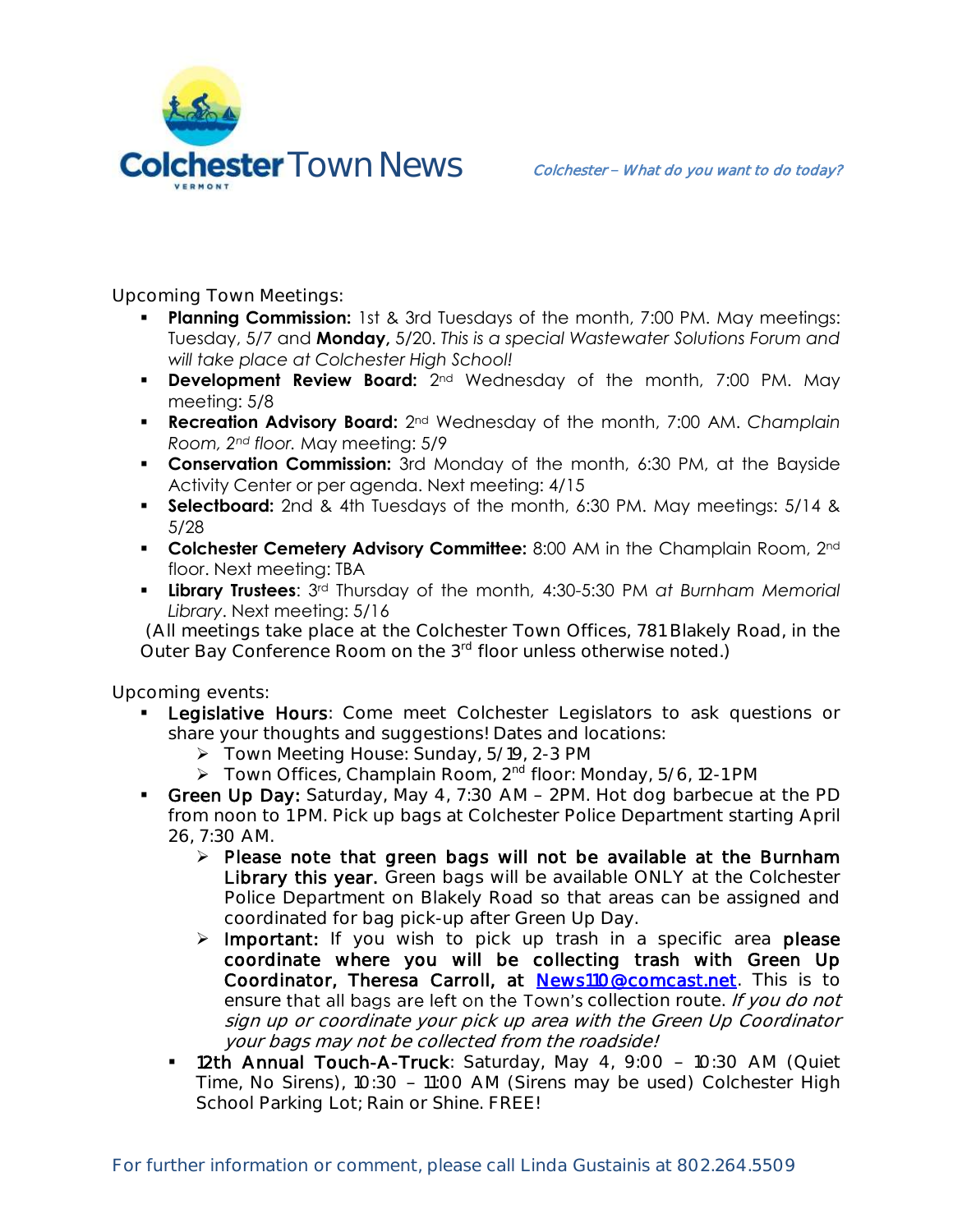Upcoming Town Meetings:

- **Planning Commission:** 1st & 3rd Tuesdays of the month, 7:00 PM. May meetings: Tuesday, 5/7 and **Monday,** 5/20. *This is a special Wastewater Solutions Forum and will take place at Colchester High School!*
- **Development Review Board:** 2nd Wednesday of the month, 7:00 PM. May meeting: 5/8
- **Recreation Advisory Board:** 2nd Wednesday of the month, 7:00 AM. *Champlain Room, 2nd floor.* May meeting: 5/9
- **Conservation Commission:** 3rd Monday of the month, 6:30 PM, at the Bayside Activity Center or per agenda. Next meeting: 4/15
- **Selectboard:** 2nd & 4th Tuesdays of the month, 6:30 PM. May meetings: 5/14 & 5/28
- **Colchester Cemetery Advisory Committee:** 8:00 AM in the Champlain Room, 2nd floor. Next meeting: TBA
- **Library Trustees**: 3rd Thursday of the month, 4:30-5:30 PM *at Burnham Memorial Library*. Next meeting: 5/16

(All meetings take place at the Colchester Town Offices, 781 Blakely Road, in the Outer Bay Conference Room on the 3rd floor unless otherwise noted.)

Upcoming events:

- **Legislative Hours**: Come meet Colchester Legislators to ask questions or share your thoughts and suggestions! Dates and locations:
  - Town Meeting House: Sunday, 5/19, 2-3 PM
  - Town Offices, Champlain Room, 2nd floor: Monday, 5/6, 12-1 PM
- **Green Up Day:** Saturday, May 4, 7:30 AM – 2PM. Hot dog barbecue at the PD from noon to 1 PM. Pick up bags at Colchester Police Department starting April 26, 7:30 AM.
  - **Please note that green bags will not be available at the Burnham Library this year.** Green bags will be available ONLY at the Colchester Police Department on Blakely Road so that areas can be assigned and coordinated for bag pick-up after Green Up Day.
  - **Important:** If you wish to pick up trash in a specific area **please coordinate where you will be collecting trash with Green Up Coordinator, Theresa Carroll, at** News110@comcast.net. This is to ensure that all bags are left on the Town's collection route. *If you do not sign up or coordinate your pick up area with the Green Up Coordinator your bags may not be collected from the roadside!*
- **12th Annual Touch-A-Truck**: Saturday, May 4, 9:00 – 10:30 AM (Quiet Time, No Sirens), 10:30 – 11:00 AM (Sirens may be used) Colchester High School Parking Lot; Rain or Shine. FREE!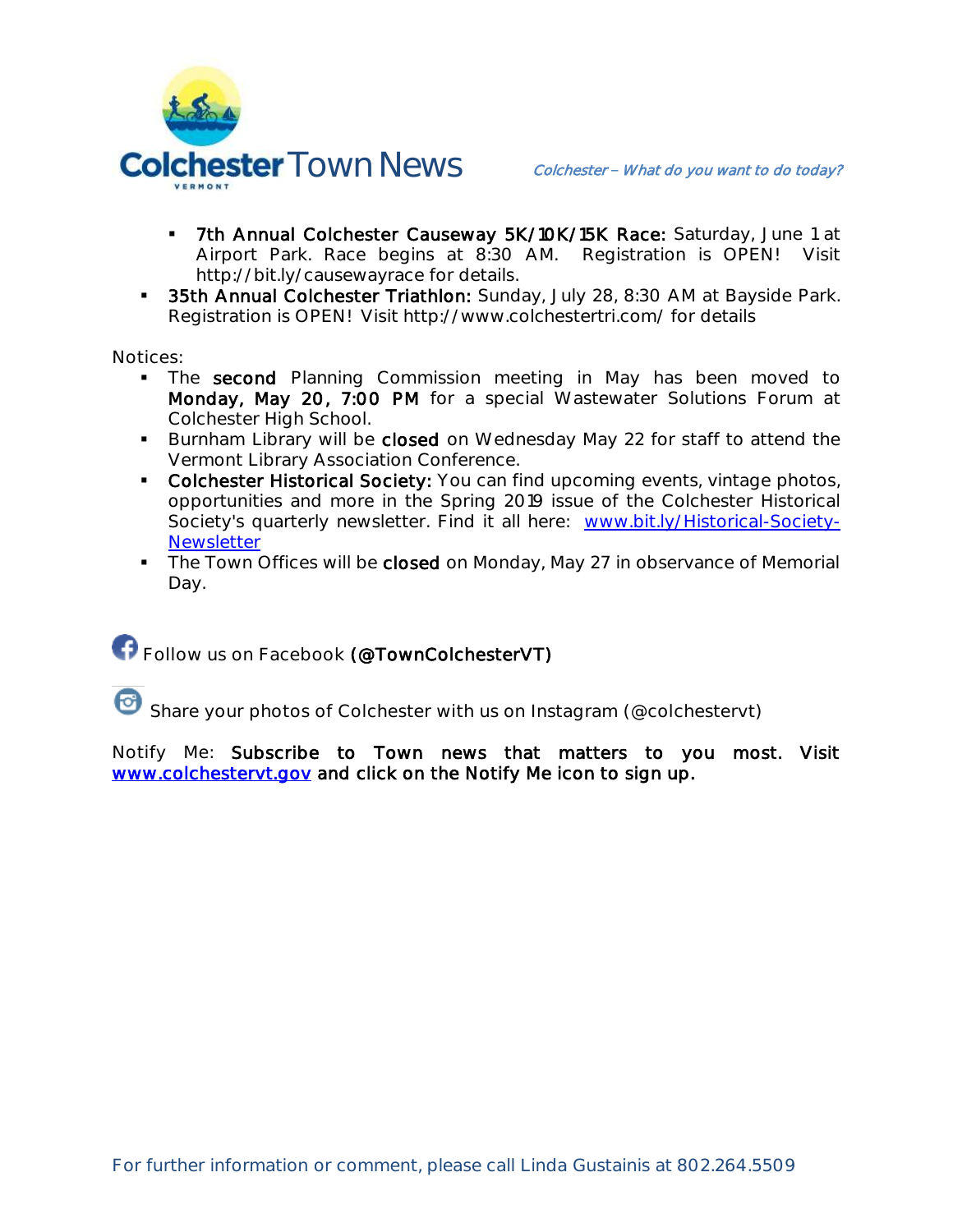- **7th Annual Colchester Causeway 5K/10K/15K Race:** Saturday, June 1 at Airport Park. Race begins at 8:30 AM. Registration is OPEN! Visit http://bit.ly/causewayrace for details.
- **35th Annual Colchester Triathlon:** Sunday, July 28, 8:30 AM at Bayside Park. Registration is OPEN! Visit http://www.colchestertri.com/ for details

Notices:

- The **second** Planning Commission meeting in May has been moved to **Monday, May 20, 7:00 PM** for a special Wastewater Solutions Forum at Colchester High School.
- Burnham Library will be **closed** on Wednesday May 22 for staff to attend the Vermont Library Association Conference.
- **Colchester Historical Society:** You can find upcoming events, vintage photos, opportunities and more in the Spring 2019 issue of the Colchester Historical Society's quarterly newsletter. Find it all here: [www.bit.ly/Historical-Society-Newsletter](www.bit.ly/Historical-Society-Newsletter)
- The Town Offices will be **closed** on Monday, May 27 in observance of Memorial Day.

Follow us on Facebook **(@TownColchesterVT)**

Share your photos of Colchester with us on Instagram (@colchestervt)

Notify Me: **Subscribe to Town news that matters to you most. Visit [www.colchestervt.gov](www.colchestervt.gov) and click on the Notify Me icon to sign up.**

For further information or comment, please call Linda Gustainis at 802.264.5509